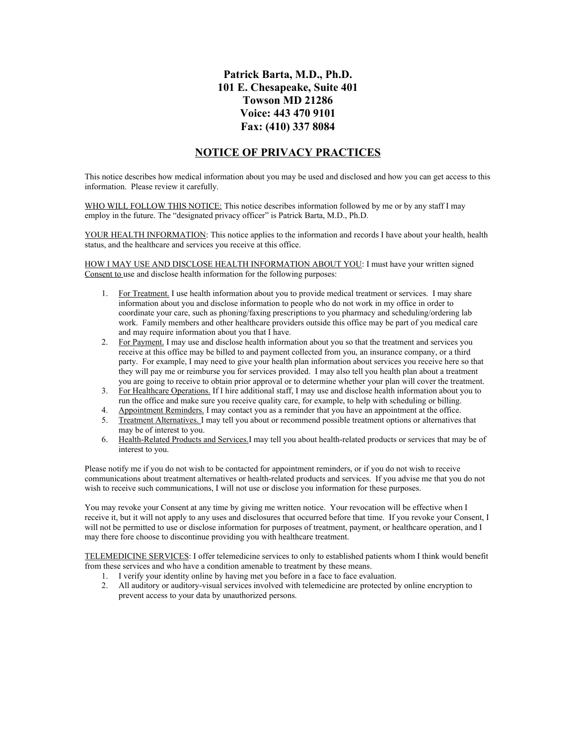**Patrick Barta, M.D., Ph.D.**
**101 E. Chesapeake, Suite 401**
**Towson MD 21286**
**Voice: 443 470 9101**
**Fax: (410) 337 8084**

# NOTICE OF PRIVACY PRACTICES

This notice describes how medical information about you may be used and disclosed and how you can get access to this information. Please review it carefully.

WHO WILL FOLLOW THIS NOTICE: This notice describes information followed by me or by any staff I may employ in the future. The "designated privacy officer" is Patrick Barta, M.D., Ph.D.

YOUR HEALTH INFORMATION: This notice applies to the information and records I have about your health, health status, and the healthcare and services you receive at this office.

HOW I MAY USE AND DISCLOSE HEALTH INFORMATION ABOUT YOU: I must have your written signed Consent to use and disclose health information for the following purposes:

1. For Treatment. I use health information about you to provide medical treatment or services. I may share information about you and disclose information to people who do not work in my office in order to coordinate your care, such as phoning/faxing prescriptions to you pharmacy and scheduling/ordering lab work. Family members and other healthcare providers outside this office may be part of you medical care and may require information about you that I have.
2. For Payment. I may use and disclose health information about you so that the treatment and services you receive at this office may be billed to and payment collected from you, an insurance company, or a third party. For example, I may need to give your health plan information about services you receive here so that they will pay me or reimburse you for services provided. I may also tell you health plan about a treatment you are going to receive to obtain prior approval or to determine whether your plan will cover the treatment.
3. For Healthcare Operations. If I hire additional staff, I may use and disclose health information about you to run the office and make sure you receive quality care, for example, to help with scheduling or billing.
4. Appointment Reminders. I may contact you as a reminder that you have an appointment at the office.
5. Treatment Alternatives. I may tell you about or recommend possible treatment options or alternatives that may be of interest to you.
6. Health-Related Products and Services.I may tell you about health-related products or services that may be of interest to you.

Please notify me if you do not wish to be contacted for appointment reminders, or if you do not wish to receive communications about treatment alternatives or health-related products and services. If you advise me that you do not wish to receive such communications, I will not use or disclose you information for these purposes.

You may revoke your Consent at any time by giving me written notice. Your revocation will be effective when I receive it, but it will not apply to any uses and disclosures that occurred before that time. If you revoke your Consent, I will not be permitted to use or disclose information for purposes of treatment, payment, or healthcare operation, and I may there fore choose to discontinue providing you with healthcare treatment.

TELEMEDICINE SERVICES: I offer telemedicine services to only to established patients whom I think would benefit from these services and who have a condition amenable to treatment by these means.

1. I verify your identity online by having met you before in a face to face evaluation.
2. All auditory or auditory-visual services involved with telemedicine are protected by online encryption to prevent access to your data by unauthorized persons.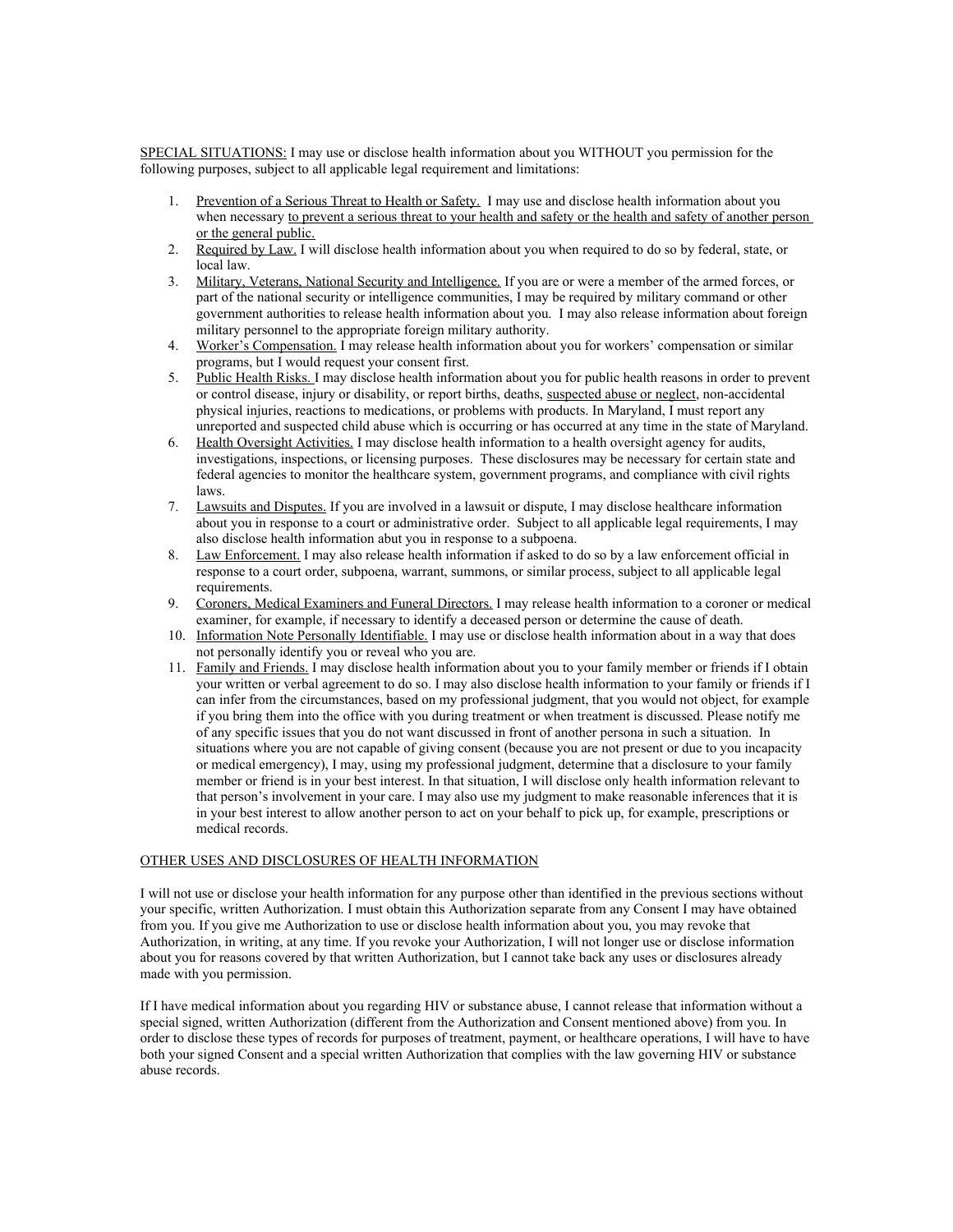SPECIAL SITUATIONS: I may use or disclose health information about you WITHOUT you permission for the following purposes, subject to all applicable legal requirement and limitations:

1. Prevention of a Serious Threat to Health or Safety. I may use and disclose health information about you when necessary to prevent a serious threat to your health and safety or the health and safety of another person or the general public.
2. Required by Law. I will disclose health information about you when required to do so by federal, state, or local law.
3. Military, Veterans, National Security and Intelligence. If you are or were a member of the armed forces, or part of the national security or intelligence communities, I may be required by military command or other government authorities to release health information about you. I may also release information about foreign military personnel to the appropriate foreign military authority.
4. Worker's Compensation. I may release health information about you for workers' compensation or similar programs, but I would request your consent first.
5. Public Health Risks. I may disclose health information about you for public health reasons in order to prevent or control disease, injury or disability, or report births, deaths, suspected abuse or neglect, non-accidental physical injuries, reactions to medications, or problems with products. In Maryland, I must report any unreported and suspected child abuse which is occurring or has occurred at any time in the state of Maryland.
6. Health Oversight Activities. I may disclose health information to a health oversight agency for audits, investigations, inspections, or licensing purposes. These disclosures may be necessary for certain state and federal agencies to monitor the healthcare system, government programs, and compliance with civil rights laws.
7. Lawsuits and Disputes. If you are involved in a lawsuit or dispute, I may disclose healthcare information about you in response to a court or administrative order. Subject to all applicable legal requirements, I may also disclose health information abut you in response to a subpoena.
8. Law Enforcement. I may also release health information if asked to do so by a law enforcement official in response to a court order, subpoena, warrant, summons, or similar process, subject to all applicable legal requirements.
9. Coroners, Medical Examiners and Funeral Directors. I may release health information to a coroner or medical examiner, for example, if necessary to identify a deceased person or determine the cause of death.
10. Information Note Personally Identifiable. I may use or disclose health information about in a way that does not personally identify you or reveal who you are.
11. Family and Friends. I may disclose health information about you to your family member or friends if I obtain your written or verbal agreement to do so. I may also disclose health information to your family or friends if I can infer from the circumstances, based on my professional judgment, that you would not object, for example if you bring them into the office with you during treatment or when treatment is discussed. Please notify me of any specific issues that you do not want discussed in front of another persona in such a situation. In situations where you are not capable of giving consent (because you are not present or due to you incapacity or medical emergency), I may, using my professional judgment, determine that a disclosure to your family member or friend is in your best interest. In that situation, I will disclose only health information relevant to that person's involvement in your care. I may also use my judgment to make reasonable inferences that it is in your best interest to allow another person to act on your behalf to pick up, for example, prescriptions or medical records.

OTHER USES AND DISCLOSURES OF HEALTH INFORMATION

I will not use or disclose your health information for any purpose other than identified in the previous sections without your specific, written Authorization. I must obtain this Authorization separate from any Consent I may have obtained from you. If you give me Authorization to use or disclose health information about you, you may revoke that Authorization, in writing, at any time. If you revoke your Authorization, I will not longer use or disclose information about you for reasons covered by that written Authorization, but I cannot take back any uses or disclosures already made with you permission.

If I have medical information about you regarding HIV or substance abuse, I cannot release that information without a special signed, written Authorization (different from the Authorization and Consent mentioned above) from you. In order to disclose these types of records for purposes of treatment, payment, or healthcare operations, I will have to have both your signed Consent and a special written Authorization that complies with the law governing HIV or substance abuse records.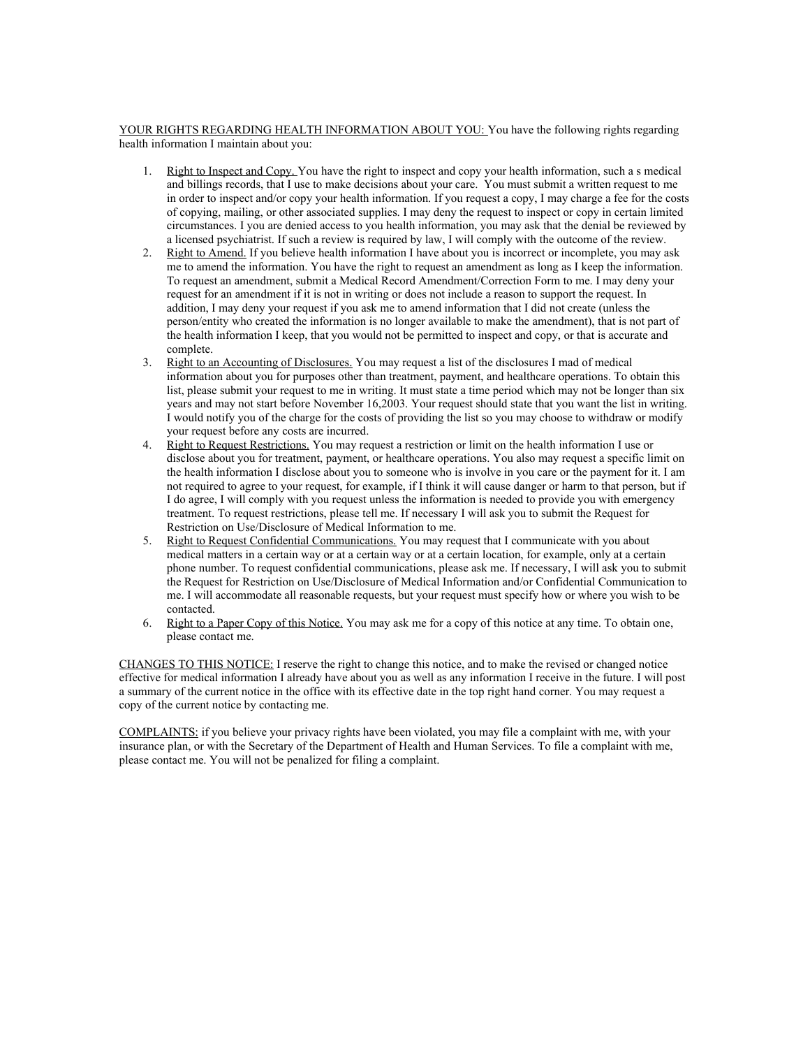YOUR RIGHTS REGARDING HEALTH INFORMATION ABOUT YOU: You have the following rights regarding health information I maintain about you:

1. Right to Inspect and Copy. You have the right to inspect and copy your health information, such a s medical and billings records, that I use to make decisions about your care. You must submit a written request to me in order to inspect and/or copy your health information. If you request a copy, I may charge a fee for the costs of copying, mailing, or other associated supplies. I may deny the request to inspect or copy in certain limited circumstances. I you are denied access to you health information, you may ask that the denial be reviewed by a licensed psychiatrist. If such a review is required by law, I will comply with the outcome of the review.
2. Right to Amend. If you believe health information I have about you is incorrect or incomplete, you may ask me to amend the information. You have the right to request an amendment as long as I keep the information. To request an amendment, submit a Medical Record Amendment/Correction Form to me. I may deny your request for an amendment if it is not in writing or does not include a reason to support the request. In addition, I may deny your request if you ask me to amend information that I did not create (unless the person/entity who created the information is no longer available to make the amendment), that is not part of the health information I keep, that you would not be permitted to inspect and copy, or that is accurate and complete.
3. Right to an Accounting of Disclosures. You may request a list of the disclosures I mad of medical information about you for purposes other than treatment, payment, and healthcare operations. To obtain this list, please submit your request to me in writing. It must state a time period which may not be longer than six years and may not start before November 16,2003. Your request should state that you want the list in writing. I would notify you of the charge for the costs of providing the list so you may choose to withdraw or modify your request before any costs are incurred.
4. Right to Request Restrictions. You may request a restriction or limit on the health information I use or disclose about you for treatment, payment, or healthcare operations. You also may request a specific limit on the health information I disclose about you to someone who is involve in you care or the payment for it. I am not required to agree to your request, for example, if I think it will cause danger or harm to that person, but if I do agree, I will comply with you request unless the information is needed to provide you with emergency treatment. To request restrictions, please tell me. If necessary I will ask you to submit the Request for Restriction on Use/Disclosure of Medical Information to me.
5. Right to Request Confidential Communications. You may request that I communicate with you about medical matters in a certain way or at a certain way or at a certain location, for example, only at a certain phone number. To request confidential communications, please ask me. If necessary, I will ask you to submit the Request for Restriction on Use/Disclosure of Medical Information and/or Confidential Communication to me. I will accommodate all reasonable requests, but your request must specify how or where you wish to be contacted.
6. Right to a Paper Copy of this Notice. You may ask me for a copy of this notice at any time. To obtain one, please contact me.

CHANGES TO THIS NOTICE: I reserve the right to change this notice, and to make the revised or changed notice effective for medical information I already have about you as well as any information I receive in the future. I will post a summary of the current notice in the office with its effective date in the top right hand corner. You may request a copy of the current notice by contacting me.

COMPLAINTS: if you believe your privacy rights have been violated, you may file a complaint with me, with your insurance plan, or with the Secretary of the Department of Health and Human Services. To file a complaint with me, please contact me. You will not be penalized for filing a complaint.